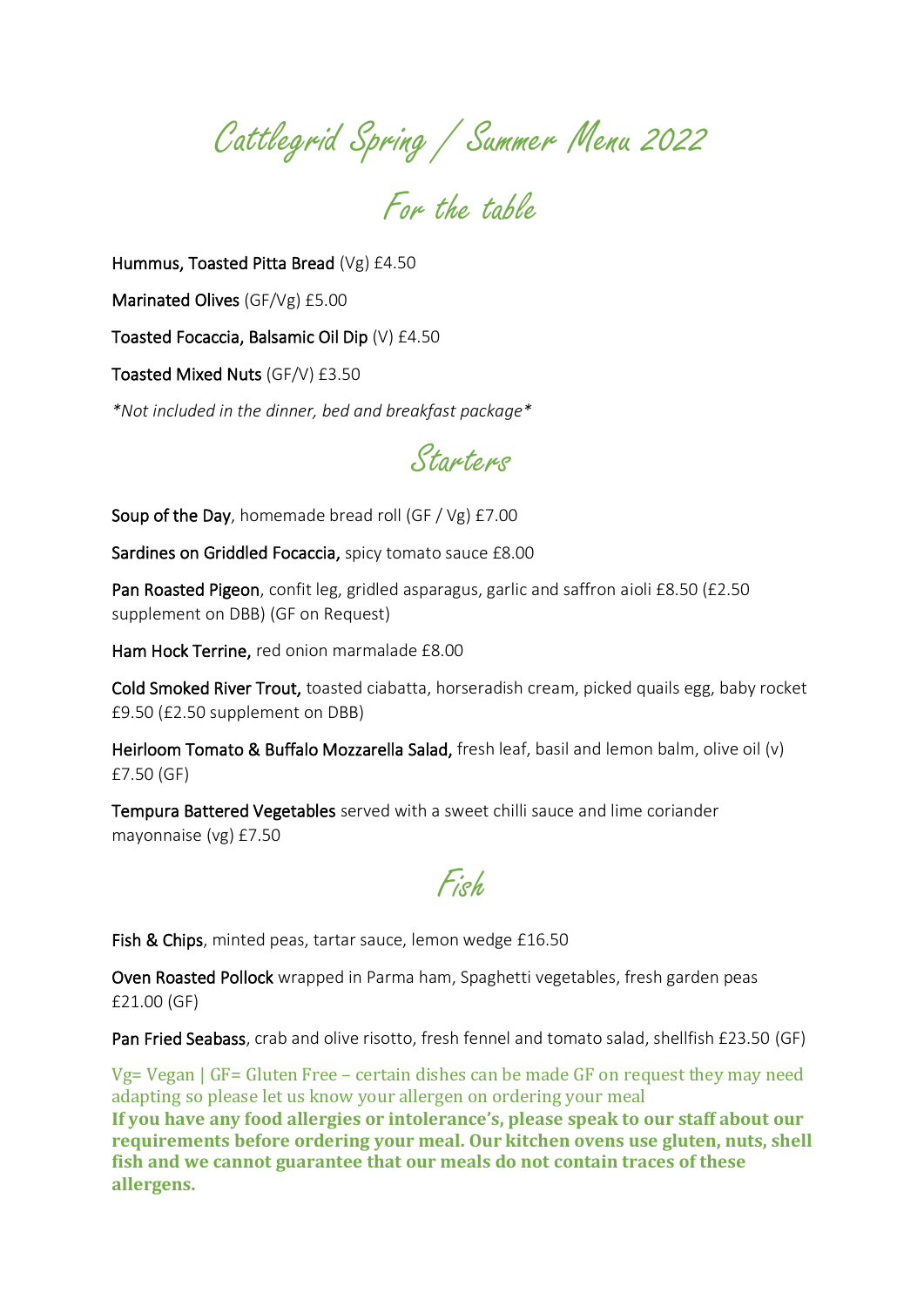# Cattlegrid Spring / Summer Menu 2022

## For the table

**Hummus, Toasted Pitta Bread** (Vg) £4.50

**Marinated Olives** (GF/Vg) £5.00

**Toasted Focaccia, Balsamic Oil Dip** (V) £4.50

**Toasted Mixed Nuts** (GF/V) £3.50

*\*Not included in the dinner, bed and breakfast package\**

## Starters

**Soup of the Day**, homemade bread roll (GF / Vg) £7.00

**Sardines on Griddled Focaccia,** spicy tomato sauce £8.00

**Pan Roasted Pigeon**, confit leg, gridled asparagus, garlic and saffron aioli £8.50 (£2.50 supplement on DBB) (GF on Request)

**Ham Hock Terrine,** red onion marmalade £8.00

**Cold Smoked River Trout,** toasted ciabatta, horseradish cream, picked quails egg, baby rocket £9.50 (£2.50 supplement on DBB)

**Heirloom Tomato & Buffalo Mozzarella Salad,** fresh leaf, basil and lemon balm, olive oil (v) £7.50 (GF)

**Tempura Battered Vegetables** served with a sweet chilli sauce and lime coriander mayonnaise (vg) £7.50

## Fish

**Fish & Chips**, minted peas, tartar sauce, lemon wedge £16.50

**Oven Roasted Pollock** wrapped in Parma ham, Spaghetti vegetables, fresh garden peas £21.00 (GF)

**Pan Fried Seabass**, crab and olive risotto, fresh fennel and tomato salad, shellfish £23.50 (GF)

Vg= Vegan | GF= Gluten Free – certain dishes can be made GF on request they may need adapting so please let us know your allergen on ordering your meal

**If you have any food allergies or intolerance's, please speak to our staff about our requirements before ordering your meal. Our kitchen ovens use gluten, nuts, shell fish and we cannot guarantee that our meals do not contain traces of these allergens.**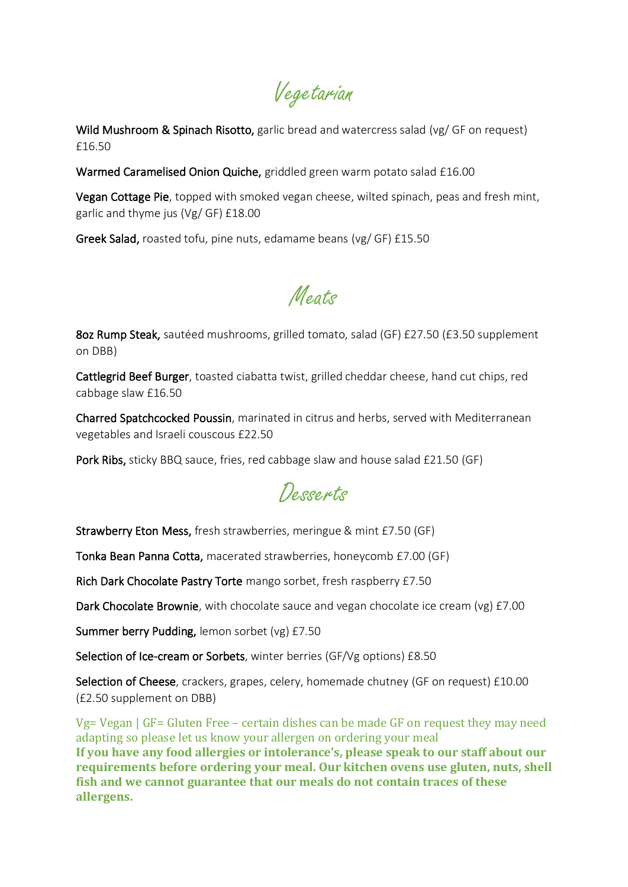## Vegetarian

**Wild Mushroom & Spinach Risotto,** garlic bread and watercress salad (vg/ GF on request) £16.50

**Warmed Caramelised Onion Quiche,** griddled green warm potato salad £16.00

**Vegan Cottage Pie**, topped with smoked vegan cheese, wilted spinach, peas and fresh mint, garlic and thyme jus (Vg/ GF) £18.00

**Greek Salad,** roasted tofu, pine nuts, edamame beans (vg/ GF) £15.50

## Meats

**8oz Rump Steak,** sautéed mushrooms, grilled tomato, salad (GF) £27.50 (£3.50 supplement on DBB)

**Cattlegrid Beef Burger**, toasted ciabatta twist, grilled cheddar cheese, hand cut chips, red cabbage slaw £16.50

**Charred Spatchcocked Poussin**, marinated in citrus and herbs, served with Mediterranean vegetables and Israeli couscous £22.50

**Pork Ribs,** sticky BBQ sauce, fries, red cabbage slaw and house salad £21.50 (GF)

## Desserts

**Strawberry Eton Mess,** fresh strawberries, meringue & mint £7.50 (GF)

**Tonka Bean Panna Cotta,** macerated strawberries, honeycomb £7.00 (GF)

**Rich Dark Chocolate Pastry Torte** mango sorbet, fresh raspberry £7.50

**Dark Chocolate Brownie**, with chocolate sauce and vegan chocolate ice cream (vg) £7.00

**Summer berry Pudding,** lemon sorbet (vg) £7.50

**Selection of Ice-cream or Sorbets**, winter berries (GF/Vg options) £8.50

**Selection of Cheese**, crackers, grapes, celery, homemade chutney (GF on request) £10.00 (£2.50 supplement on DBB)

Vg= Vegan | GF= Gluten Free – certain dishes can be made GF on request they may need adapting so please let us know your allergen on ordering your meal

**If you have any food allergies or intolerance's, please speak to our staff about our requirements before ordering your meal. Our kitchen ovens use gluten, nuts, shell fish and we cannot guarantee that our meals do not contain traces of these allergens.**